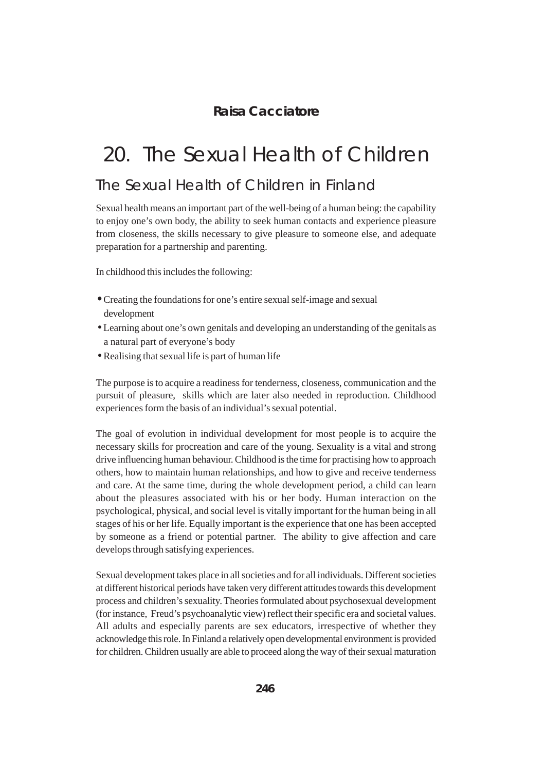**Raisa Cacciatore**

# 20. The Sexual Health of Children

## The Sexual Health of Children in Finland

Sexual health means an important part of the well-being of a human being: the capability to enjoy one's own body, the ability to seek human contacts and experience pleasure from closeness, the skills necessary to give pleasure to someone else, and adequate preparation for a partnership and parenting.

In childhood this includes the following:

- Creating the foundations for one's entire sexual self-image and sexual development
- Learning about one's own genitals and developing an understanding of the genitals as a natural part of everyone's body
- Realising that sexual life is part of human life

The purpose is to acquire a readiness for tenderness, closeness, communication and the pursuit of pleasure, skills which are later also needed in reproduction. Childhood experiences form the basis of an individual's sexual potential.

The goal of evolution in individual development for most people is to acquire the necessary skills for procreation and care of the young. Sexuality is a vital and strong drive influencing human behaviour. Childhood is the time for practising how to approach others, how to maintain human relationships, and how to give and receive tenderness and care. At the same time, during the whole development period, a child can learn about the pleasures associated with his or her body. Human interaction on the psychological, physical, and social level is vitally important for the human being in all stages of his or her life. Equally important is the experience that one has been accepted by someone as a friend or potential partner. The ability to give affection and care develops through satisfying experiences.

Sexual development takes place in all societies and for all individuals. Different societies at different historical periods have taken very different attitudes towards this development process and children's sexuality. Theories formulated about psychosexual development (for instance, Freud's psychoanalytic view) reflect their specific era and societal values. All adults and especially parents are sex educators, irrespective of whether they acknowledge this role. In Finland a relatively open developmental environment is provided for children. Children usually are able to proceed along the way of their sexual maturation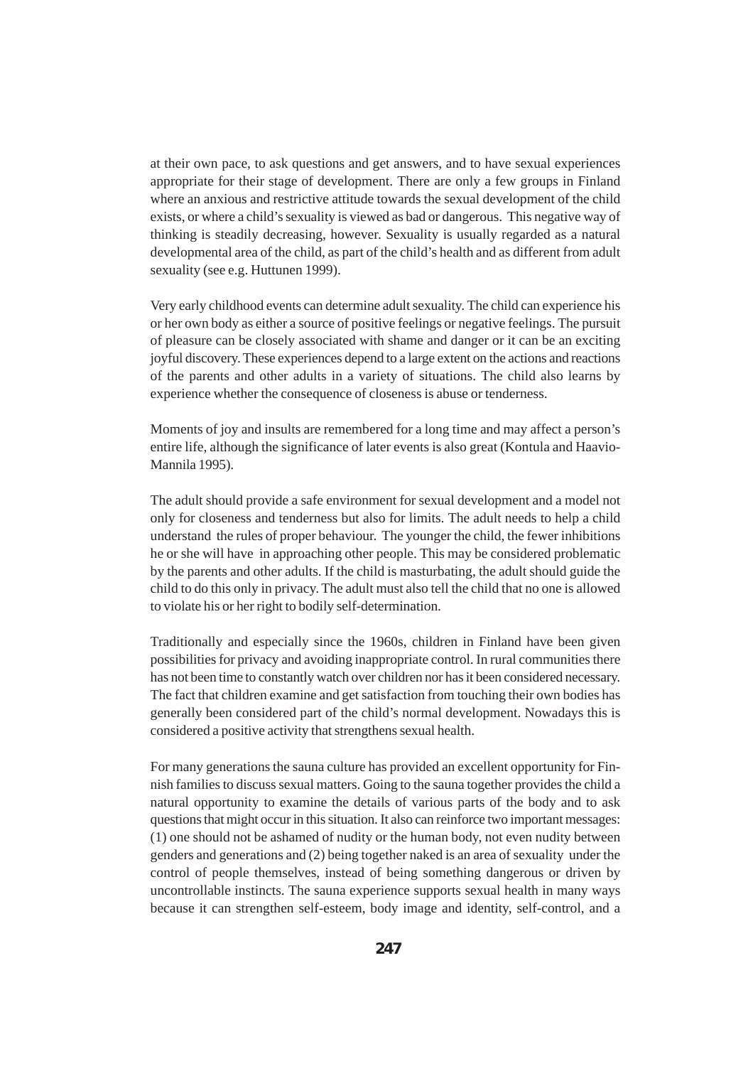at their own pace, to ask questions and get answers, and to have sexual experiences appropriate for their stage of development. There are only a few groups in Finland where an anxious and restrictive attitude towards the sexual development of the child exists, or where a child's sexuality is viewed as bad or dangerous. This negative way of thinking is steadily decreasing, however. Sexuality is usually regarded as a natural developmental area of the child, as part of the child's health and as different from adult sexuality (see e.g. Huttunen 1999).

Very early childhood events can determine adult sexuality. The child can experience his or her own body as either a source of positive feelings or negative feelings. The pursuit of pleasure can be closely associated with shame and danger or it can be an exciting joyful discovery. These experiences depend to a large extent on the actions and reactions of the parents and other adults in a variety of situations. The child also learns by experience whether the consequence of closeness is abuse or tenderness.

Moments of joy and insults are remembered for a long time and may affect a person's entire life, although the significance of later events is also great (Kontula and Haavio-Mannila 1995).

The adult should provide a safe environment for sexual development and a model not only for closeness and tenderness but also for limits. The adult needs to help a child understand the rules of proper behaviour. The younger the child, the fewer inhibitions he or she will have in approaching other people. This may be considered problematic by the parents and other adults. If the child is masturbating, the adult should guide the child to do this only in privacy. The adult must also tell the child that no one is allowed to violate his or her right to bodily self-determination.

Traditionally and especially since the 1960s, children in Finland have been given possibilities for privacy and avoiding inappropriate control. In rural communities there has not been time to constantly watch over children nor has it been considered necessary. The fact that children examine and get satisfaction from touching their own bodies has generally been considered part of the child's normal development. Nowadays this is considered a positive activity that strengthens sexual health.

For many generations the sauna culture has provided an excellent opportunity for Finnish families to discuss sexual matters. Going to the sauna together provides the child a natural opportunity to examine the details of various parts of the body and to ask questions that might occur in this situation. It also can reinforce two important messages: (1) one should not be ashamed of nudity or the human body, not even nudity between genders and generations and (2) being together naked is an area of sexuality under the control of people themselves, instead of being something dangerous or driven by uncontrollable instincts. The sauna experience supports sexual health in many ways because it can strengthen self-esteem, body image and identity, self-control, and a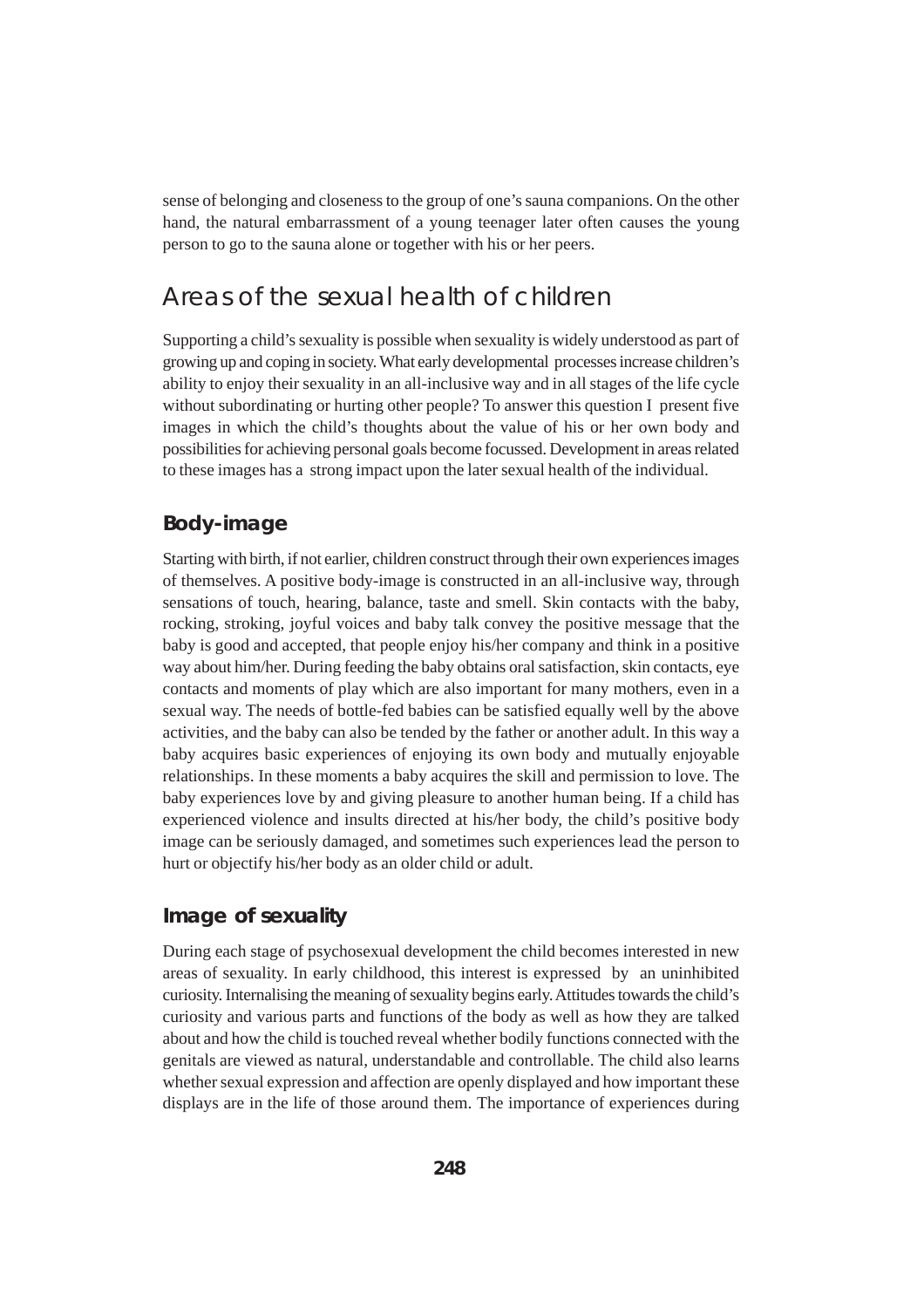sense of belonging and closeness to the group of one's sauna companions. On the other hand, the natural embarrassment of a young teenager later often causes the young person to go to the sauna alone or together with his or her peers.

## Areas of the sexual health of children

Supporting a child's sexuality is possible when sexuality is widely understood as part of growing up and coping in society. What early developmental processes increase children's ability to enjoy their sexuality in an all-inclusive way and in all stages of the life cycle without subordinating or hurting other people? To answer this question I present five images in which the child's thoughts about the value of his or her own body and possibilities for achieving personal goals become focussed. Development in areas related to these images has a strong impact upon the later sexual health of the individual.

### Body-image

Starting with birth, if not earlier, children construct through their own experiences images of themselves. A positive body-image is constructed in an all-inclusive way, through sensations of touch, hearing, balance, taste and smell. Skin contacts with the baby, rocking, stroking, joyful voices and baby talk convey the positive message that the baby is good and accepted, that people enjoy his/her company and think in a positive way about him/her. During feeding the baby obtains oral satisfaction, skin contacts, eye contacts and moments of play which are also important for many mothers, even in a sexual way. The needs of bottle-fed babies can be satisfied equally well by the above activities, and the baby can also be tended by the father or another adult. In this way a baby acquires basic experiences of enjoying its own body and mutually enjoyable relationships. In these moments a baby acquires the skill and permission to love. The baby experiences love by and giving pleasure to another human being. If a child has experienced violence and insults directed at his/her body, the child's positive body image can be seriously damaged, and sometimes such experiences lead the person to hurt or objectify his/her body as an older child or adult.

### Image of sexuality

During each stage of psychosexual development the child becomes interested in new areas of sexuality. In early childhood, this interest is expressed by an uninhibited curiosity. Internalising the meaning of sexuality begins early. Attitudes towards the child's curiosity and various parts and functions of the body as well as how they are talked about and how the child is touched reveal whether bodily functions connected with the genitals are viewed as natural, understandable and controllable. The child also learns whether sexual expression and affection are openly displayed and how important these displays are in the life of those around them. The importance of experiences during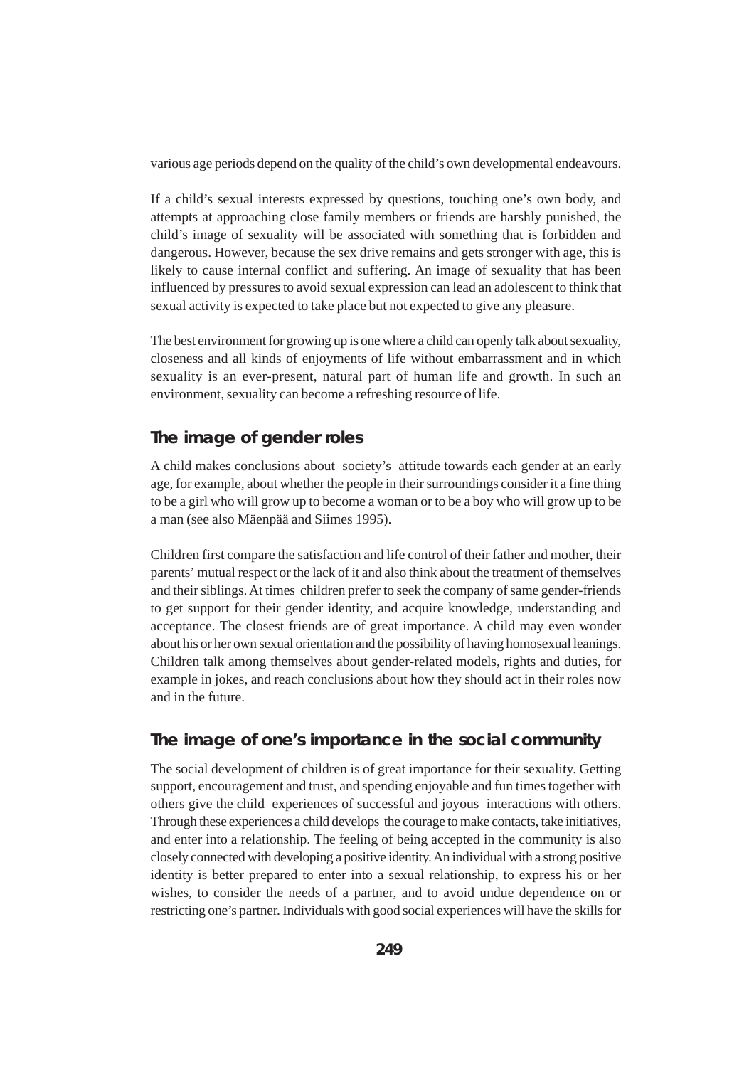various age periods depend on the quality of the child's own developmental endeavours.

If a child's sexual interests expressed by questions, touching one's own body, and attempts at approaching close family members or friends are harshly punished, the child's image of sexuality will be associated with something that is forbidden and dangerous. However, because the sex drive remains and gets stronger with age, this is likely to cause internal conflict and suffering. An image of sexuality that has been influenced by pressures to avoid sexual expression can lead an adolescent to think that sexual activity is expected to take place but not expected to give any pleasure.

The best environment for growing up is one where a child can openly talk about sexuality, closeness and all kinds of enjoyments of life without embarrassment and in which sexuality is an ever-present, natural part of human life and growth. In such an environment, sexuality can become a refreshing resource of life.

## The image of gender roles

A child makes conclusions about society's attitude towards each gender at an early age, for example, about whether the people in their surroundings consider it a fine thing to be a girl who will grow up to become a woman or to be a boy who will grow up to be a man (see also Mäenpää and Siimes 1995).

Children first compare the satisfaction and life control of their father and mother, their parents' mutual respect or the lack of it and also think about the treatment of themselves and their siblings. At times children prefer to seek the company of same gender-friends to get support for their gender identity, and acquire knowledge, understanding and acceptance. The closest friends are of great importance. A child may even wonder about his or her own sexual orientation and the possibility of having homosexual leanings. Children talk among themselves about gender-related models, rights and duties, for example in jokes, and reach conclusions about how they should act in their roles now and in the future.

## The image of one's importance in the social community

The social development of children is of great importance for their sexuality. Getting support, encouragement and trust, and spending enjoyable and fun times together with others give the child experiences of successful and joyous interactions with others. Through these experiences a child develops the courage to make contacts, take initiatives, and enter into a relationship. The feeling of being accepted in the community is also closely connected with developing a positive identity. An individual with a strong positive identity is better prepared to enter into a sexual relationship, to express his or her wishes, to consider the needs of a partner, and to avoid undue dependence on or restricting one's partner. Individuals with good social experiences will have the skills for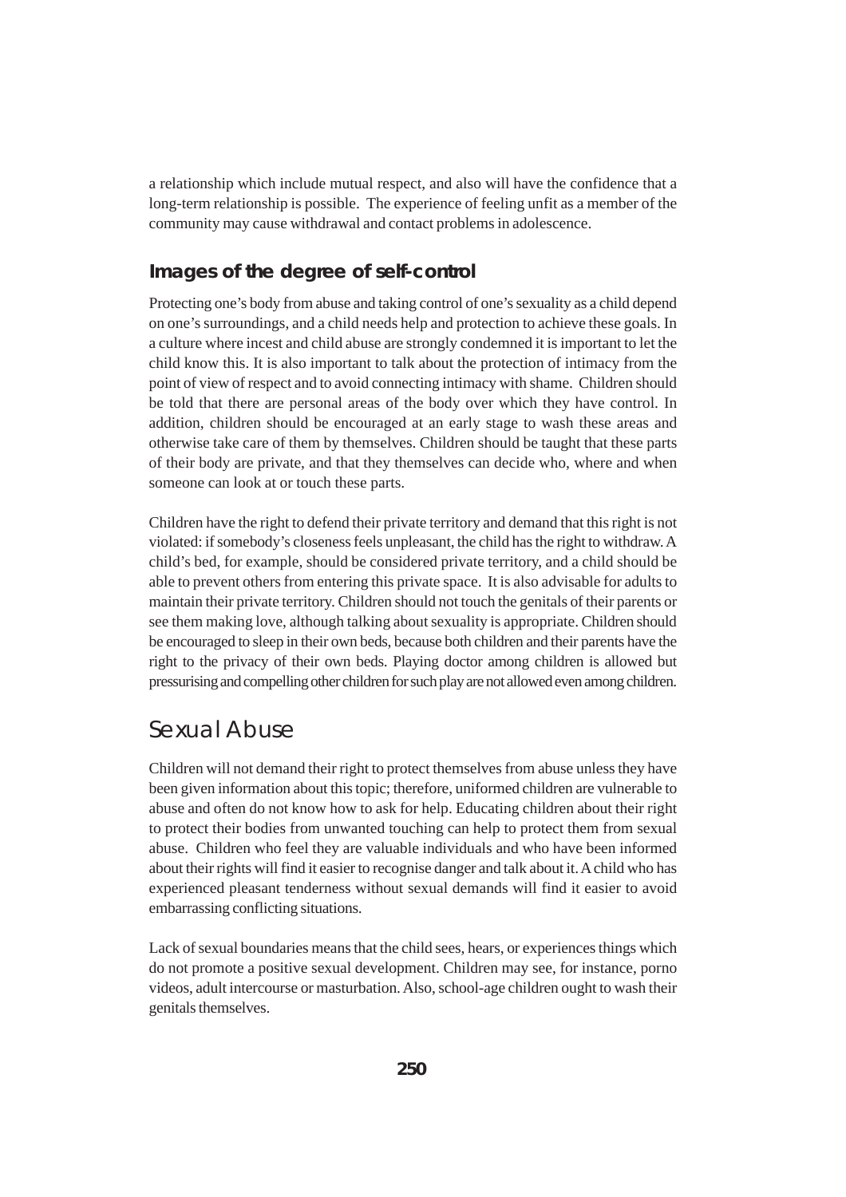a relationship which include mutual respect, and also will have the confidence that a long-term relationship is possible. The experience of feeling unfit as a member of the community may cause withdrawal and contact problems in adolescence.

### Images of the degree of self-control

Protecting one's body from abuse and taking control of one's sexuality as a child depend on one's surroundings, and a child needs help and protection to achieve these goals. In a culture where incest and child abuse are strongly condemned it is important to let the child know this. It is also important to talk about the protection of intimacy from the point of view of respect and to avoid connecting intimacy with shame. Children should be told that there are personal areas of the body over which they have control. In addition, children should be encouraged at an early stage to wash these areas and otherwise take care of them by themselves. Children should be taught that these parts of their body are private, and that they themselves can decide who, where and when someone can look at or touch these parts.

Children have the right to defend their private territory and demand that this right is not violated: if somebody's closeness feels unpleasant, the child has the right to withdraw. A child's bed, for example, should be considered private territory, and a child should be able to prevent others from entering this private space. It is also advisable for adults to maintain their private territory. Children should not touch the genitals of their parents or see them making love, although talking about sexuality is appropriate. Children should be encouraged to sleep in their own beds, because both children and their parents have the right to the privacy of their own beds. Playing doctor among children is allowed but pressurising and compelling other children for such play are not allowed even among children.

## Sexual Abuse

Children will not demand their right to protect themselves from abuse unless they have been given information about this topic; therefore, uniformed children are vulnerable to abuse and often do not know how to ask for help. Educating children about their right to protect their bodies from unwanted touching can help to protect them from sexual abuse. Children who feel they are valuable individuals and who have been informed about their rights will find it easier to recognise danger and talk about it. A child who has experienced pleasant tenderness without sexual demands will find it easier to avoid embarrassing conflicting situations.

Lack of sexual boundaries means that the child sees, hears, or experiences things which do not promote a positive sexual development. Children may see, for instance, porno videos, adult intercourse or masturbation. Also, school-age children ought to wash their genitals themselves.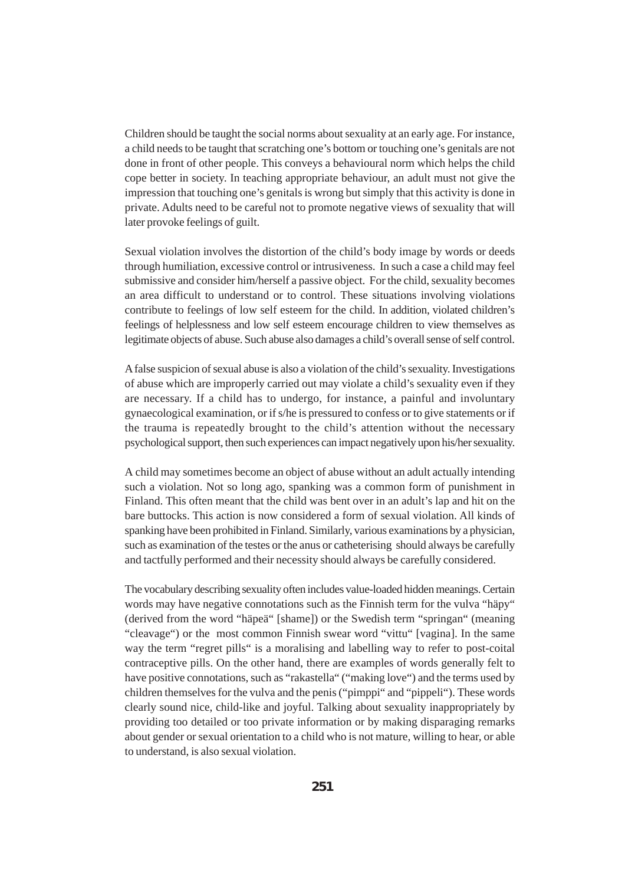Children should be taught the social norms about sexuality at an early age. For instance, a child needs to be taught that scratching one's bottom or touching one's genitals are not done in front of other people. This conveys a behavioural norm which helps the child cope better in society. In teaching appropriate behaviour, an adult must not give the impression that touching one's genitals is wrong but simply that this activity is done in private. Adults need to be careful not to promote negative views of sexuality that will later provoke feelings of guilt.

Sexual violation involves the distortion of the child's body image by words or deeds through humiliation, excessive control or intrusiveness. In such a case a child may feel submissive and consider him/herself a passive object. For the child, sexuality becomes an area difficult to understand or to control. These situations involving violations contribute to feelings of low self esteem for the child. In addition, violated children's feelings of helplessness and low self esteem encourage children to view themselves as legitimate objects of abuse. Such abuse also damages a child's overall sense of self control.

A false suspicion of sexual abuse is also a violation of the child's sexuality. Investigations of abuse which are improperly carried out may violate a child's sexuality even if they are necessary. If a child has to undergo, for instance, a painful and involuntary gynaecological examination, or if s/he is pressured to confess or to give statements or if the trauma is repeatedly brought to the child's attention without the necessary psychological support, then such experiences can impact negatively upon his/her sexuality.

A child may sometimes become an object of abuse without an adult actually intending such a violation. Not so long ago, spanking was a common form of punishment in Finland. This often meant that the child was bent over in an adult's lap and hit on the bare buttocks. This action is now considered a form of sexual violation. All kinds of spanking have been prohibited in Finland. Similarly, various examinations by a physician, such as examination of the testes or the anus or catheterising should always be carefully and tactfully performed and their necessity should always be carefully considered.

The vocabulary describing sexuality often includes value-loaded hidden meanings. Certain words may have negative connotations such as the Finnish term for the vulva "häpy" (derived from the word "häpeä" [shame]) or the Swedish term "springan" (meaning "cleavage") or the most common Finnish swear word "vittu" [vagina]. In the same way the term "regret pills" is a moralising and labelling way to refer to post-coital contraceptive pills. On the other hand, there are examples of words generally felt to have positive connotations, such as "rakastella" ("making love") and the terms used by children themselves for the vulva and the penis ("pimppi" and "pippeli"). These words clearly sound nice, child-like and joyful. Talking about sexuality inappropriately by providing too detailed or too private information or by making disparaging remarks about gender or sexual orientation to a child who is not mature, willing to hear, or able to understand, is also sexual violation.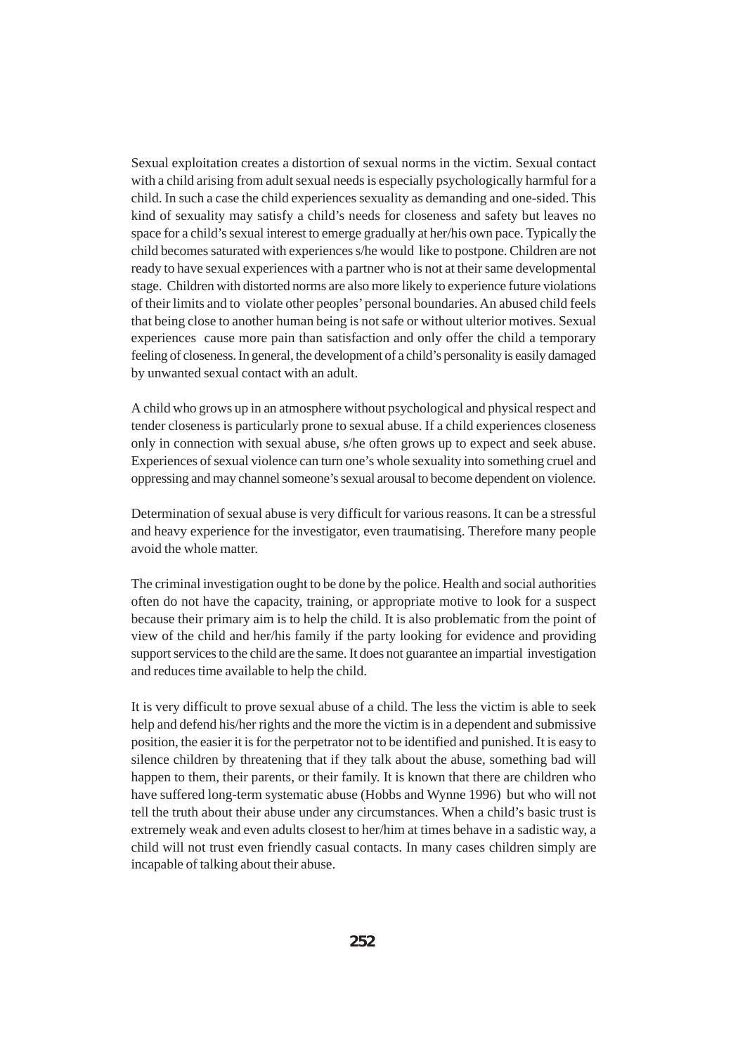Sexual exploitation creates a distortion of sexual norms in the victim. Sexual contact with a child arising from adult sexual needs is especially psychologically harmful for a child. In such a case the child experiences sexuality as demanding and one-sided. This kind of sexuality may satisfy a child's needs for closeness and safety but leaves no space for a child's sexual interest to emerge gradually at her/his own pace. Typically the child becomes saturated with experiences s/he would like to postpone. Children are not ready to have sexual experiences with a partner who is not at their same developmental stage. Children with distorted norms are also more likely to experience future violations of their limits and to violate other peoples' personal boundaries. An abused child feels that being close to another human being is not safe or without ulterior motives. Sexual experiences cause more pain than satisfaction and only offer the child a temporary feeling of closeness. In general, the development of a child's personality is easily damaged by unwanted sexual contact with an adult.

A child who grows up in an atmosphere without psychological and physical respect and tender closeness is particularly prone to sexual abuse. If a child experiences closeness only in connection with sexual abuse, s/he often grows up to expect and seek abuse. Experiences of sexual violence can turn one's whole sexuality into something cruel and oppressing and may channel someone's sexual arousal to become dependent on violence.

Determination of sexual abuse is very difficult for various reasons. It can be a stressful and heavy experience for the investigator, even traumatising. Therefore many people avoid the whole matter.

The criminal investigation ought to be done by the police. Health and social authorities often do not have the capacity, training, or appropriate motive to look for a suspect because their primary aim is to help the child. It is also problematic from the point of view of the child and her/his family if the party looking for evidence and providing support services to the child are the same. It does not guarantee an impartial investigation and reduces time available to help the child.

It is very difficult to prove sexual abuse of a child. The less the victim is able to seek help and defend his/her rights and the more the victim is in a dependent and submissive position, the easier it is for the perpetrator not to be identified and punished. It is easy to silence children by threatening that if they talk about the abuse, something bad will happen to them, their parents, or their family. It is known that there are children who have suffered long-term systematic abuse (Hobbs and Wynne 1996) but who will not tell the truth about their abuse under any circumstances. When a child's basic trust is extremely weak and even adults closest to her/him at times behave in a sadistic way, a child will not trust even friendly casual contacts. In many cases children simply are incapable of talking about their abuse.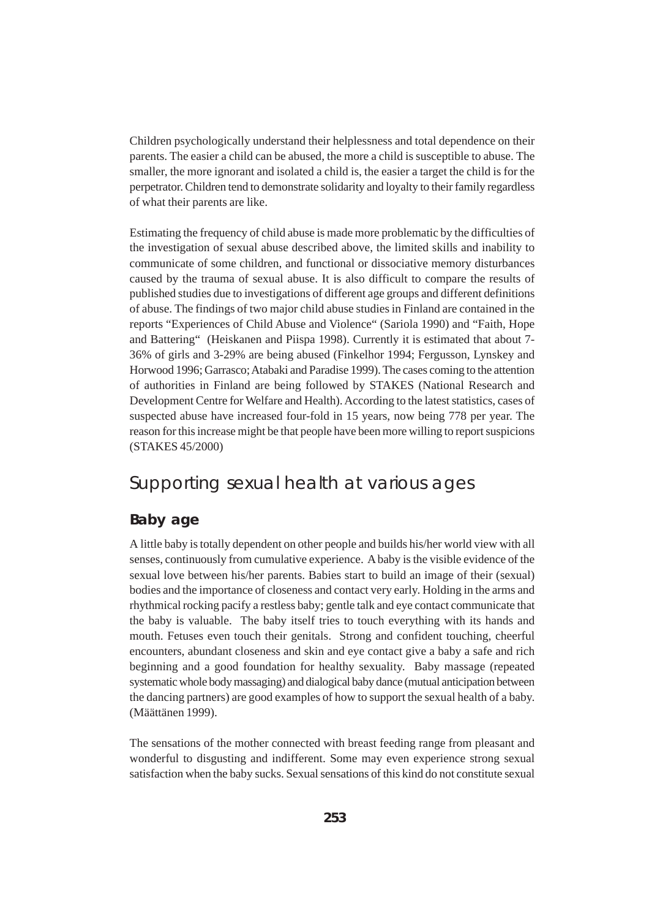Children psychologically understand their helplessness and total dependence on their parents. The easier a child can be abused, the more a child is susceptible to abuse. The smaller, the more ignorant and isolated a child is, the easier a target the child is for the perpetrator. Children tend to demonstrate solidarity and loyalty to their family regardless of what their parents are like.

Estimating the frequency of child abuse is made more problematic by the difficulties of the investigation of sexual abuse described above, the limited skills and inability to communicate of some children, and functional or dissociative memory disturbances caused by the trauma of sexual abuse. It is also difficult to compare the results of published studies due to investigations of different age groups and different definitions of abuse. The findings of two major child abuse studies in Finland are contained in the reports "Experiences of Child Abuse and Violence" (Sariola 1990) and "Faith, Hope and Battering" (Heiskanen and Piispa 1998). Currently it is estimated that about 7-36% of girls and 3-29% are being abused (Finkelhor 1994; Fergusson, Lynskey and Horwood 1996; Garrasco; Atabaki and Paradise 1999). The cases coming to the attention of authorities in Finland are being followed by STAKES (National Research and Development Centre for Welfare and Health). According to the latest statistics, cases of suspected abuse have increased four-fold in 15 years, now being 778 per year. The reason for this increase might be that people have been more willing to report suspicions (STAKES 45/2000)

## Supporting sexual health at various ages

### Baby age

A little baby is totally dependent on other people and builds his/her world view with all senses, continuously from cumulative experience. A baby is the visible evidence of the sexual love between his/her parents. Babies start to build an image of their (sexual) bodies and the importance of closeness and contact very early. Holding in the arms and rhythmical rocking pacify a restless baby; gentle talk and eye contact communicate that the baby is valuable. The baby itself tries to touch everything with its hands and mouth. Fetuses even touch their genitals. Strong and confident touching, cheerful encounters, abundant closeness and skin and eye contact give a baby a safe and rich beginning and a good foundation for healthy sexuality. Baby massage (repeated systematic whole body massaging) and dialogical baby dance (mutual anticipation between the dancing partners) are good examples of how to support the sexual health of a baby. (Määttänen 1999).

The sensations of the mother connected with breast feeding range from pleasant and wonderful to disgusting and indifferent. Some may even experience strong sexual satisfaction when the baby sucks. Sexual sensations of this kind do not constitute sexual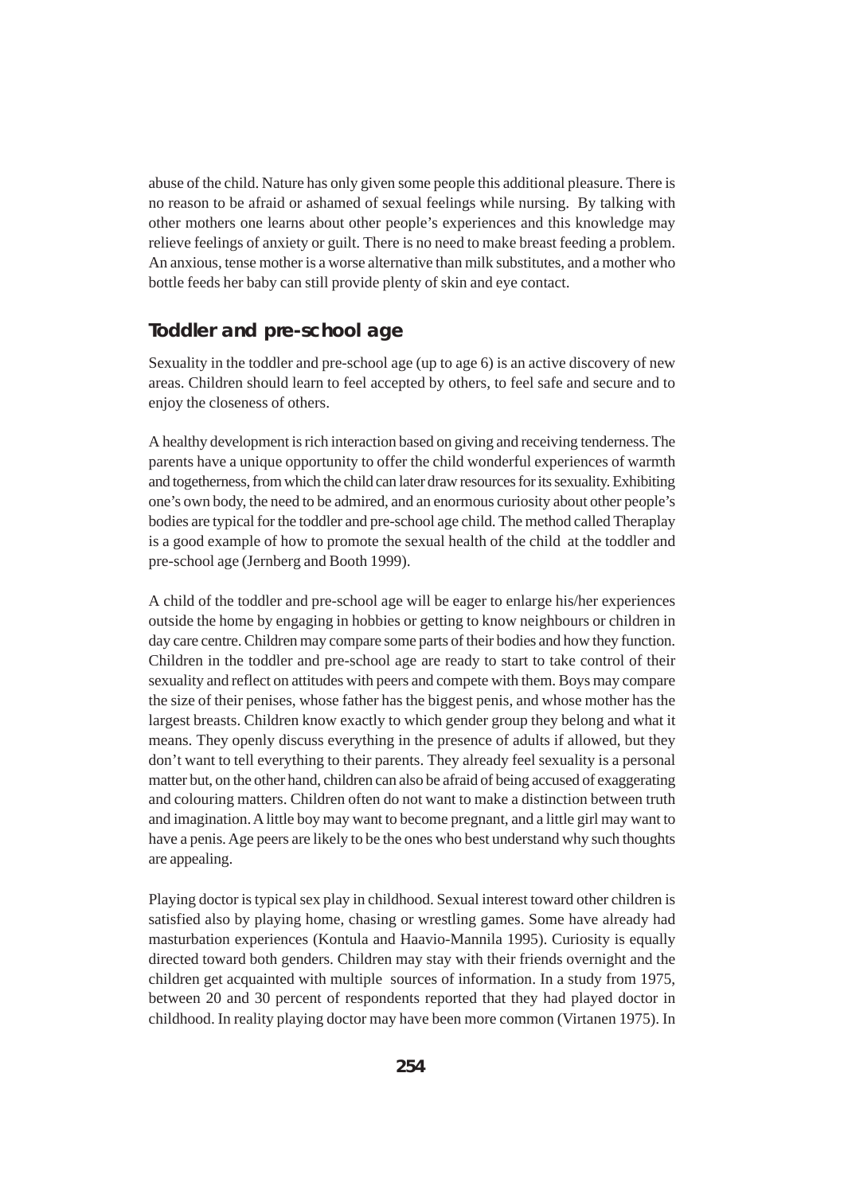abuse of the child. Nature has only given some people this additional pleasure. There is no reason to be afraid or ashamed of sexual feelings while nursing. By talking with other mothers one learns about other people's experiences and this knowledge may relieve feelings of anxiety or guilt. There is no need to make breast feeding a problem. An anxious, tense mother is a worse alternative than milk substitutes, and a mother who bottle feeds her baby can still provide plenty of skin and eye contact.

## Toddler and pre-school age

Sexuality in the toddler and pre-school age (up to age 6) is an active discovery of new areas. Children should learn to feel accepted by others, to feel safe and secure and to enjoy the closeness of others.

A healthy development is rich interaction based on giving and receiving tenderness. The parents have a unique opportunity to offer the child wonderful experiences of warmth and togetherness, from which the child can later draw resources for its sexuality. Exhibiting one's own body, the need to be admired, and an enormous curiosity about other people's bodies are typical for the toddler and pre-school age child. The method called Theraplay is a good example of how to promote the sexual health of the child at the toddler and pre-school age (Jernberg and Booth 1999).

A child of the toddler and pre-school age will be eager to enlarge his/her experiences outside the home by engaging in hobbies or getting to know neighbours or children in day care centre. Children may compare some parts of their bodies and how they function. Children in the toddler and pre-school age are ready to start to take control of their sexuality and reflect on attitudes with peers and compete with them. Boys may compare the size of their penises, whose father has the biggest penis, and whose mother has the largest breasts. Children know exactly to which gender group they belong and what it means. They openly discuss everything in the presence of adults if allowed, but they don't want to tell everything to their parents. They already feel sexuality is a personal matter but, on the other hand, children can also be afraid of being accused of exaggerating and colouring matters. Children often do not want to make a distinction between truth and imagination. A little boy may want to become pregnant, and a little girl may want to have a penis. Age peers are likely to be the ones who best understand why such thoughts are appealing.

Playing doctor is typical sex play in childhood. Sexual interest toward other children is satisfied also by playing home, chasing or wrestling games. Some have already had masturbation experiences (Kontula and Haavio-Mannila 1995). Curiosity is equally directed toward both genders. Children may stay with their friends overnight and the children get acquainted with multiple sources of information. In a study from 1975, between 20 and 30 percent of respondents reported that they had played doctor in childhood. In reality playing doctor may have been more common (Virtanen 1975). In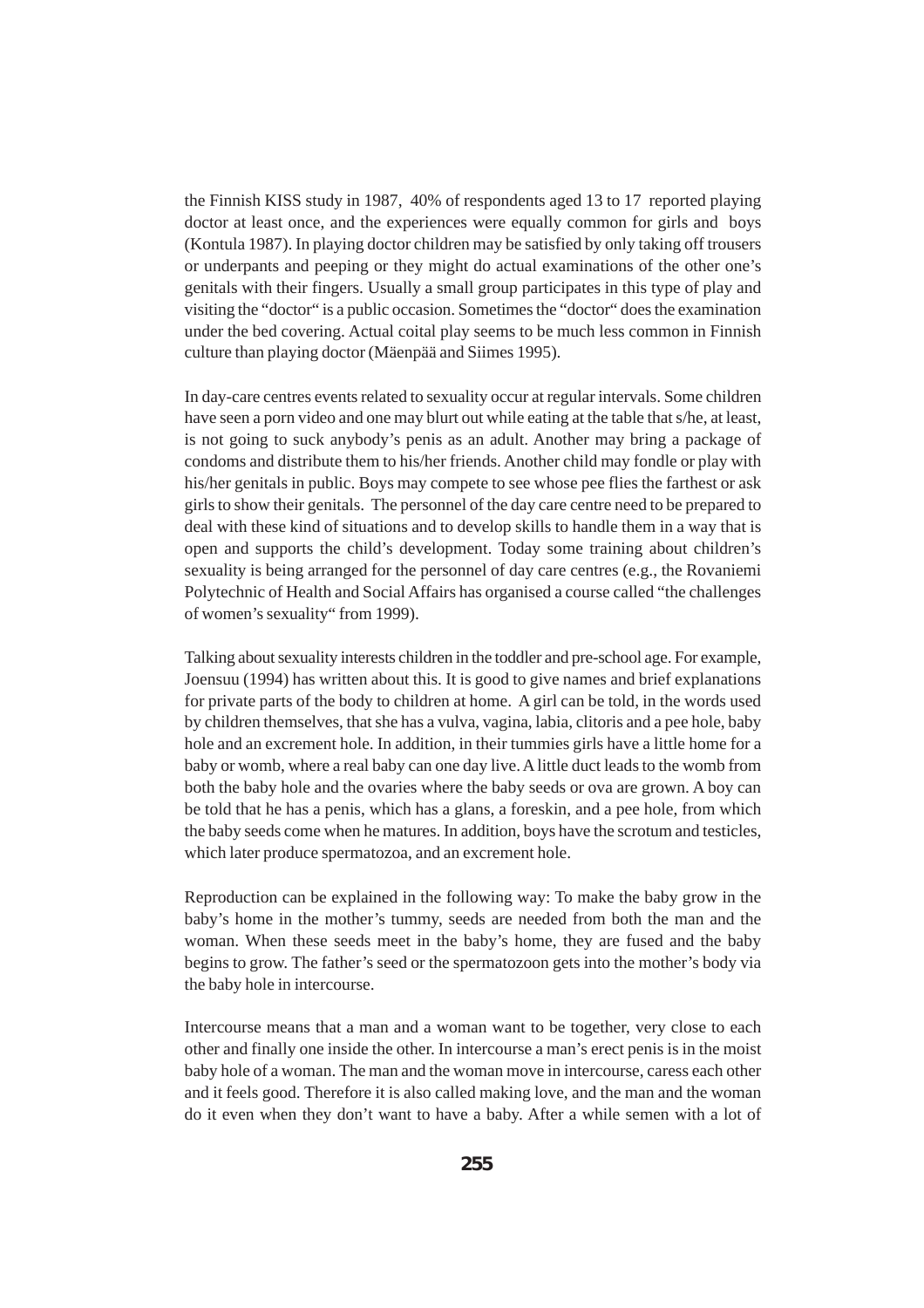the Finnish KISS study in 1987, 40% of respondents aged 13 to 17 reported playing doctor at least once, and the experiences were equally common for girls and boys (Kontula 1987). In playing doctor children may be satisfied by only taking off trousers or underpants and peeping or they might do actual examinations of the other one's genitals with their fingers. Usually a small group participates in this type of play and visiting the "doctor" is a public occasion. Sometimes the "doctor" does the examination under the bed covering. Actual coital play seems to be much less common in Finnish culture than playing doctor (Mäenpää and Siimes 1995).

In day-care centres events related to sexuality occur at regular intervals. Some children have seen a porn video and one may blurt out while eating at the table that s/he, at least, is not going to suck anybody's penis as an adult. Another may bring a package of condoms and distribute them to his/her friends. Another child may fondle or play with his/her genitals in public. Boys may compete to see whose pee flies the farthest or ask girls to show their genitals. The personnel of the day care centre need to be prepared to deal with these kind of situations and to develop skills to handle them in a way that is open and supports the child's development. Today some training about children's sexuality is being arranged for the personnel of day care centres (e.g., the Rovaniemi Polytechnic of Health and Social Affairs has organised a course called "the challenges of women's sexuality" from 1999).

Talking about sexuality interests children in the toddler and pre-school age. For example, Joensuu (1994) has written about this. It is good to give names and brief explanations for private parts of the body to children at home. A girl can be told, in the words used by children themselves, that she has a vulva, vagina, labia, clitoris and a pee hole, baby hole and an excrement hole. In addition, in their tummies girls have a little home for a baby or womb, where a real baby can one day live. A little duct leads to the womb from both the baby hole and the ovaries where the baby seeds or ova are grown. A boy can be told that he has a penis, which has a glans, a foreskin, and a pee hole, from which the baby seeds come when he matures. In addition, boys have the scrotum and testicles, which later produce spermatozoa, and an excrement hole.

Reproduction can be explained in the following way: To make the baby grow in the baby's home in the mother's tummy, seeds are needed from both the man and the woman. When these seeds meet in the baby's home, they are fused and the baby begins to grow. The father's seed or the spermatozoon gets into the mother's body via the baby hole in intercourse.

Intercourse means that a man and a woman want to be together, very close to each other and finally one inside the other. In intercourse a man's erect penis is in the moist baby hole of a woman. The man and the woman move in intercourse, caress each other and it feels good. Therefore it is also called making love, and the man and the woman do it even when they don't want to have a baby. After a while semen with a lot of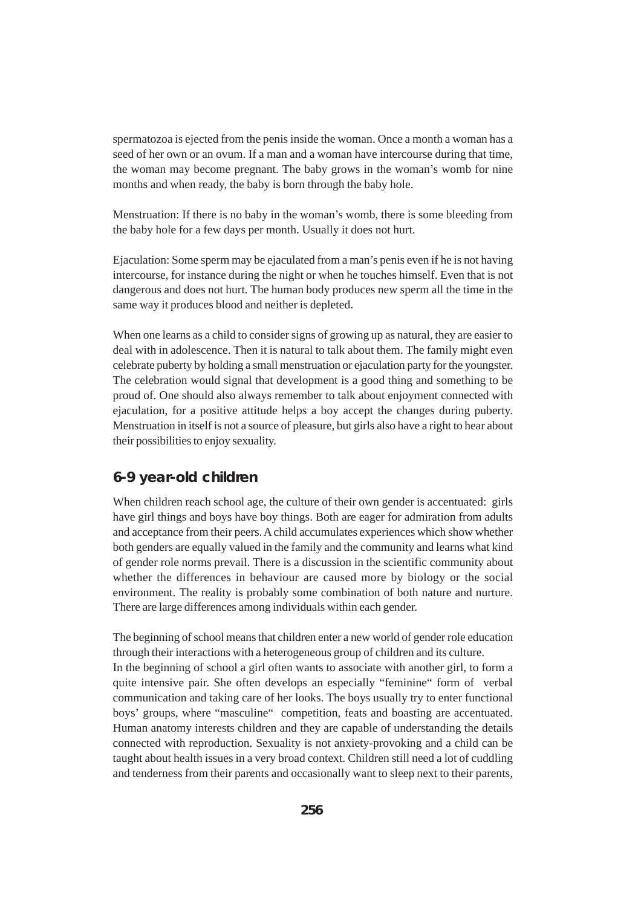spermatozoa is ejected from the penis inside the woman. Once a month a woman has a seed of her own or an ovum. If a man and a woman have intercourse during that time, the woman may become pregnant. The baby grows in the woman's womb for nine months and when ready, the baby is born through the baby hole.

Menstruation: If there is no baby in the woman's womb, there is some bleeding from the baby hole for a few days per month. Usually it does not hurt.

Ejaculation: Some sperm may be ejaculated from a man's penis even if he is not having intercourse, for instance during the night or when he touches himself. Even that is not dangerous and does not hurt. The human body produces new sperm all the time in the same way it produces blood and neither is depleted.

When one learns as a child to consider signs of growing up as natural, they are easier to deal with in adolescence. Then it is natural to talk about them. The family might even celebrate puberty by holding a small menstruation or ejaculation party for the youngster. The celebration would signal that development is a good thing and something to be proud of. One should also always remember to talk about enjoyment connected with ejaculation, for a positive attitude helps a boy accept the changes during puberty. Menstruation in itself is not a source of pleasure, but girls also have a right to hear about their possibilities to enjoy sexuality.

## 6-9 year-old children

When children reach school age, the culture of their own gender is accentuated: girls have girl things and boys have boy things. Both are eager for admiration from adults and acceptance from their peers. A child accumulates experiences which show whether both genders are equally valued in the family and the community and learns what kind of gender role norms prevail. There is a discussion in the scientific community about whether the differences in behaviour are caused more by biology or the social environment. The reality is probably some combination of both nature and nurture. There are large differences among individuals within each gender.

The beginning of school means that children enter a new world of gender role education through their interactions with a heterogeneous group of children and its culture.
In the beginning of school a girl often wants to associate with another girl, to form a quite intensive pair. She often develops an especially "feminine" form of verbal communication and taking care of her looks. The boys usually try to enter functional boys' groups, where "masculine" competition, feats and boasting are accentuated. Human anatomy interests children and they are capable of understanding the details connected with reproduction. Sexuality is not anxiety-provoking and a child can be taught about health issues in a very broad context. Children still need a lot of cuddling and tenderness from their parents and occasionally want to sleep next to their parents,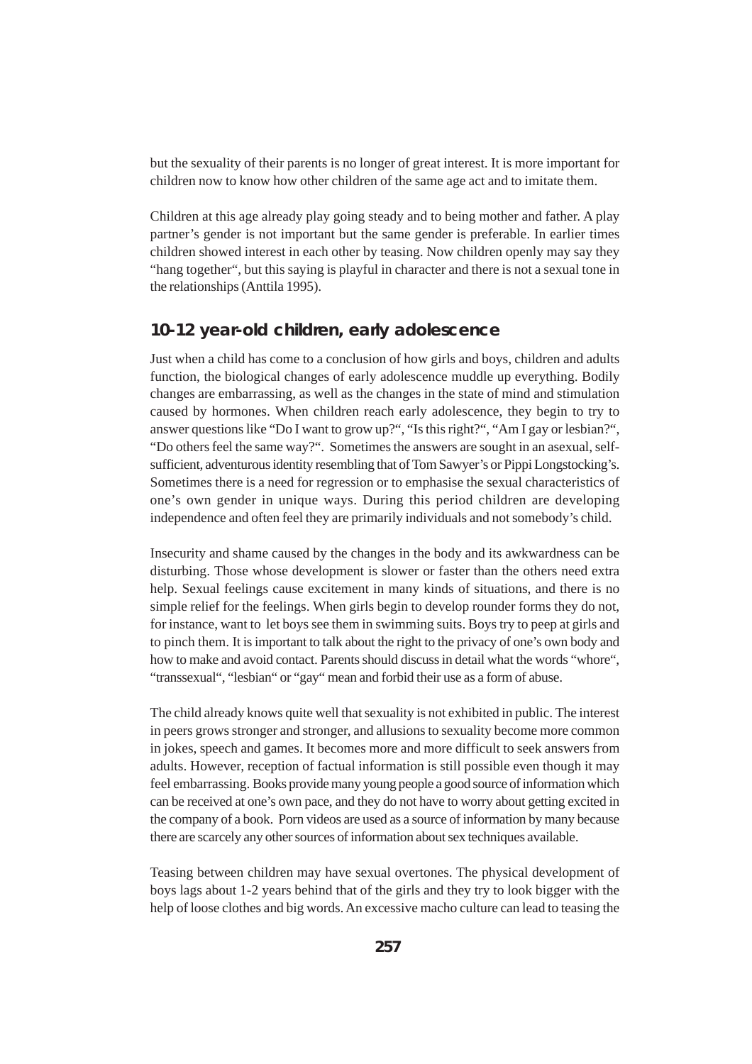but the sexuality of their parents is no longer of great interest. It is more important for children now to know how other children of the same age act and to imitate them.

Children at this age already play going steady and to being mother and father. A play partner's gender is not important but the same gender is preferable. In earlier times children showed interest in each other by teasing. Now children openly may say they "hang together", but this saying is playful in character and there is not a sexual tone in the relationships (Anttila 1995).

## 10-12 year-old children, early adolescence

Just when a child has come to a conclusion of how girls and boys, children and adults function, the biological changes of early adolescence muddle up everything. Bodily changes are embarrassing, as well as the changes in the state of mind and stimulation caused by hormones. When children reach early adolescence, they begin to try to answer questions like "Do I want to grow up?", "Is this right?", "Am I gay or lesbian?", "Do others feel the same way?". Sometimes the answers are sought in an asexual, self-sufficient, adventurous identity resembling that of Tom Sawyer's or Pippi Longstocking's. Sometimes there is a need for regression or to emphasise the sexual characteristics of one's own gender in unique ways. During this period children are developing independence and often feel they are primarily individuals and not somebody's child.

Insecurity and shame caused by the changes in the body and its awkwardness can be disturbing. Those whose development is slower or faster than the others need extra help. Sexual feelings cause excitement in many kinds of situations, and there is no simple relief for the feelings. When girls begin to develop rounder forms they do not, for instance, want to let boys see them in swimming suits. Boys try to peep at girls and to pinch them. It is important to talk about the right to the privacy of one's own body and how to make and avoid contact. Parents should discuss in detail what the words "whore", "transsexual", "lesbian" or "gay" mean and forbid their use as a form of abuse.

The child already knows quite well that sexuality is not exhibited in public. The interest in peers grows stronger and stronger, and allusions to sexuality become more common in jokes, speech and games. It becomes more and more difficult to seek answers from adults. However, reception of factual information is still possible even though it may feel embarrassing. Books provide many young people a good source of information which can be received at one's own pace, and they do not have to worry about getting excited in the company of a book. Porn videos are used as a source of information by many because there are scarcely any other sources of information about sex techniques available.

Teasing between children may have sexual overtones. The physical development of boys lags about 1-2 years behind that of the girls and they try to look bigger with the help of loose clothes and big words. An excessive macho culture can lead to teasing the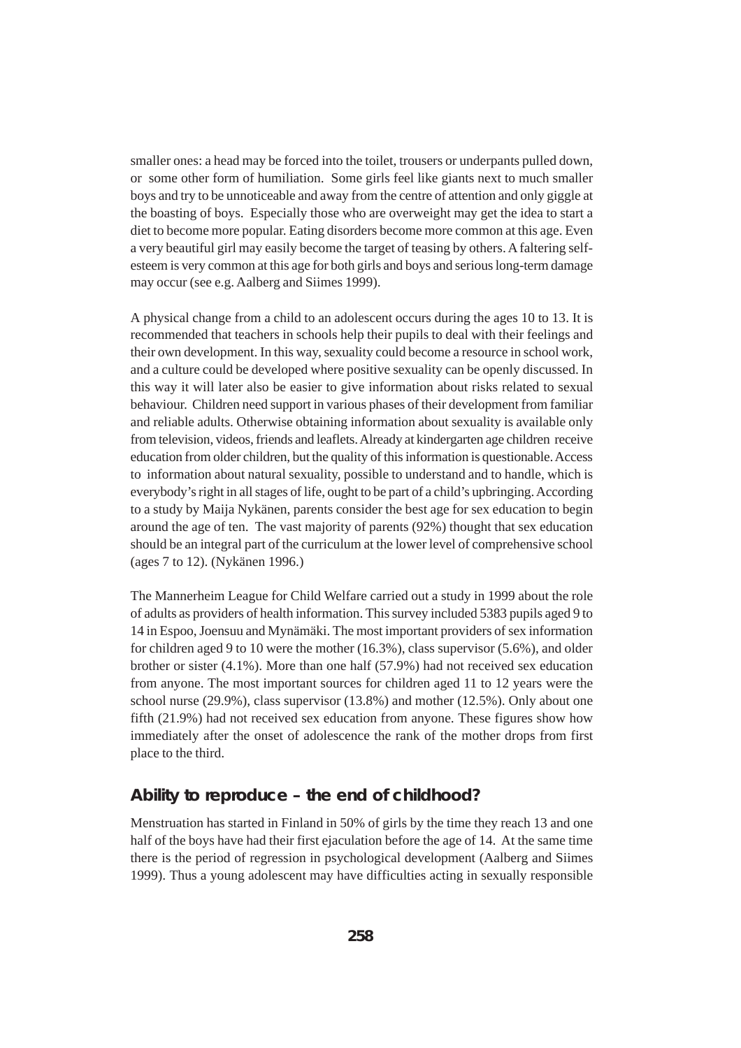smaller ones: a head may be forced into the toilet, trousers or underpants pulled down, or some other form of humiliation. Some girls feel like giants next to much smaller boys and try to be unnoticeable and away from the centre of attention and only giggle at the boasting of boys. Especially those who are overweight may get the idea to start a diet to become more popular. Eating disorders become more common at this age. Even a very beautiful girl may easily become the target of teasing by others. A faltering self-esteem is very common at this age for both girls and boys and serious long-term damage may occur (see e.g. Aalberg and Siimes 1999).

A physical change from a child to an adolescent occurs during the ages 10 to 13. It is recommended that teachers in schools help their pupils to deal with their feelings and their own development. In this way, sexuality could become a resource in school work, and a culture could be developed where positive sexuality can be openly discussed. In this way it will later also be easier to give information about risks related to sexual behaviour. Children need support in various phases of their development from familiar and reliable adults. Otherwise obtaining information about sexuality is available only from television, videos, friends and leaflets. Already at kindergarten age children receive education from older children, but the quality of this information is questionable. Access to information about natural sexuality, possible to understand and to handle, which is everybody's right in all stages of life, ought to be part of a child's upbringing. According to a study by Maija Nykänen, parents consider the best age for sex education to begin around the age of ten. The vast majority of parents (92%) thought that sex education should be an integral part of the curriculum at the lower level of comprehensive school (ages 7 to 12). (Nykänen 1996.)

The Mannerheim League for Child Welfare carried out a study in 1999 about the role of adults as providers of health information. This survey included 5383 pupils aged 9 to 14 in Espoo, Joensuu and Mynämäki. The most important providers of sex information for children aged 9 to 10 were the mother (16.3%), class supervisor (5.6%), and older brother or sister (4.1%). More than one half (57.9%) had not received sex education from anyone. The most important sources for children aged 11 to 12 years were the school nurse (29.9%), class supervisor (13.8%) and mother (12.5%). Only about one fifth (21.9%) had not received sex education from anyone. These figures show how immediately after the onset of adolescence the rank of the mother drops from first place to the third.

## Ability to reproduce – the end of childhood?

Menstruation has started in Finland in 50% of girls by the time they reach 13 and one half of the boys have had their first ejaculation before the age of 14. At the same time there is the period of regression in psychological development (Aalberg and Siimes 1999). Thus a young adolescent may have difficulties acting in sexually responsible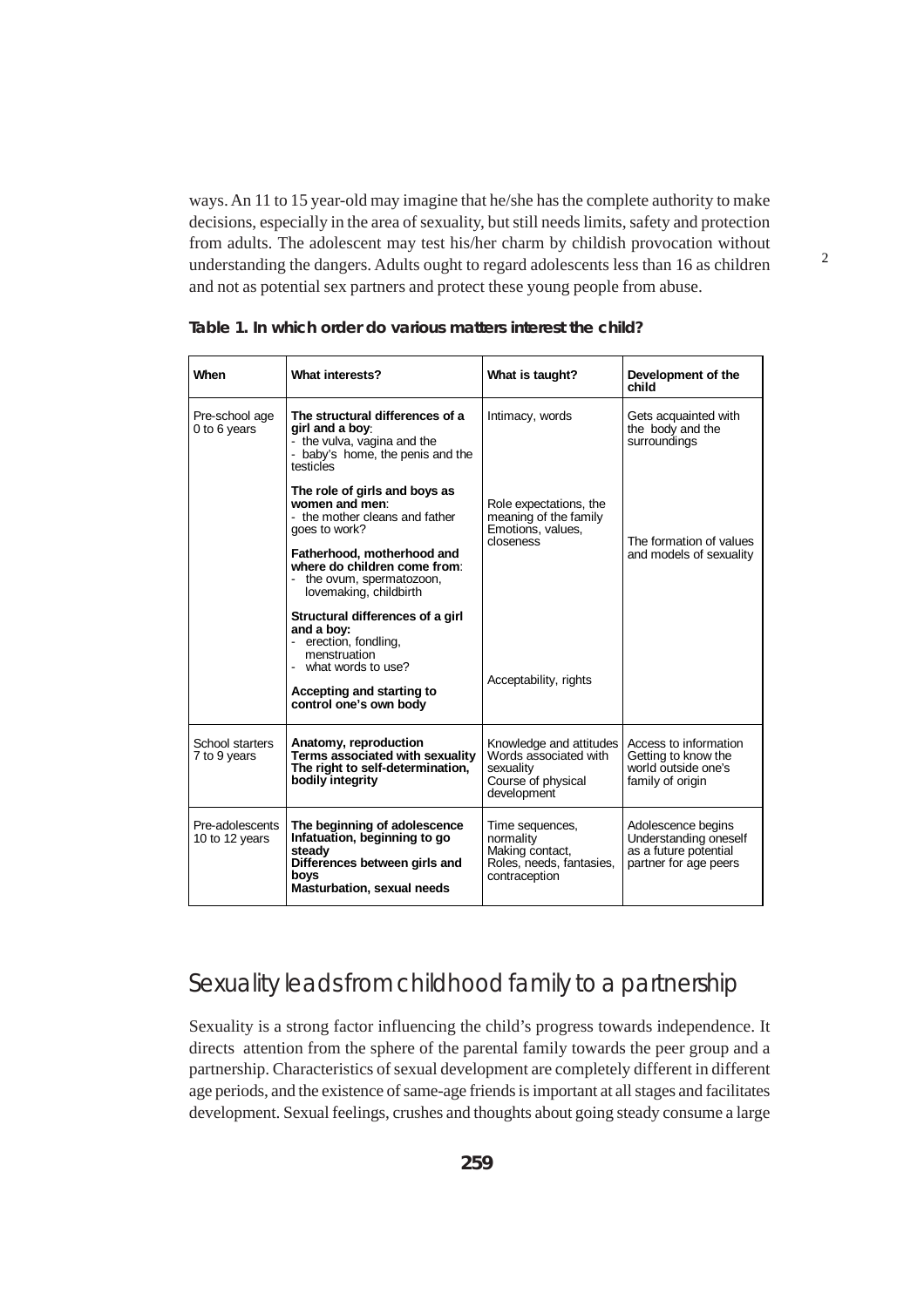ways. An 11 to 15 year-old may imagine that he/she has the complete authority to make decisions, especially in the area of sexuality, but still needs limits, safety and protection from adults. The adolescent may test his/her charm by childish provocation without understanding the dangers. Adults ought to regard adolescents less than 16 as children and not as potential sex partners and protect these young people from abuse.

**Table 1. In which order do various matters interest the child?**

| When | What interests? | What is taught? | Development of the child |
|---|---|---|---|
| Pre-school age 0 to 6 years | **The structural differences of a girl and a boy**: - the vulva, vagina and the - baby's home, the penis and the testicles | Intimacy, words | Gets acquainted with the body and the surroundings |
| | **The role of girls and boys as women and men**: - the mother cleans and father goes to work? | Role expectations, the meaning of the family Emotions, values, closeness | The formation of values and models of sexuality |
| | **Fatherhood, motherhood and where do children come from**: - the ovum, spermatozoon, lovemaking, childbirth | | |
| | **Structural differences of a girl and a boy:** - erection, fondling, menstruation - what words to use? | | |
| | **Accepting and starting to control one's own body** | Acceptability, rights | |
| School starters 7 to 9 years | **Anatomy, reproduction Terms associated with sexuality The right to self-determination, bodily integrity** | Knowledge and attitudes Words associated with sexuality Course of physical development | Access to information Getting to know the world outside one's family of origin |
| Pre-adolescents 10 to 12 years | **The beginning of adolescence Infatuation, beginning to go steady Differences between girls and boys Masturbation, sexual needs** | Time sequences, normality Making contact, Roles, needs, fantasies, contraception | Adolescence begins Understanding oneself as a future potential partner for age peers |

## Sexuality leads from childhood family to a partnership

Sexuality is a strong factor influencing the child's progress towards independence. It directs attention from the sphere of the parental family towards the peer group and a partnership. Characteristics of sexual development are completely different in different age periods, and the existence of same-age friends is important at all stages and facilitates development. Sexual feelings, crushes and thoughts about going steady consume a large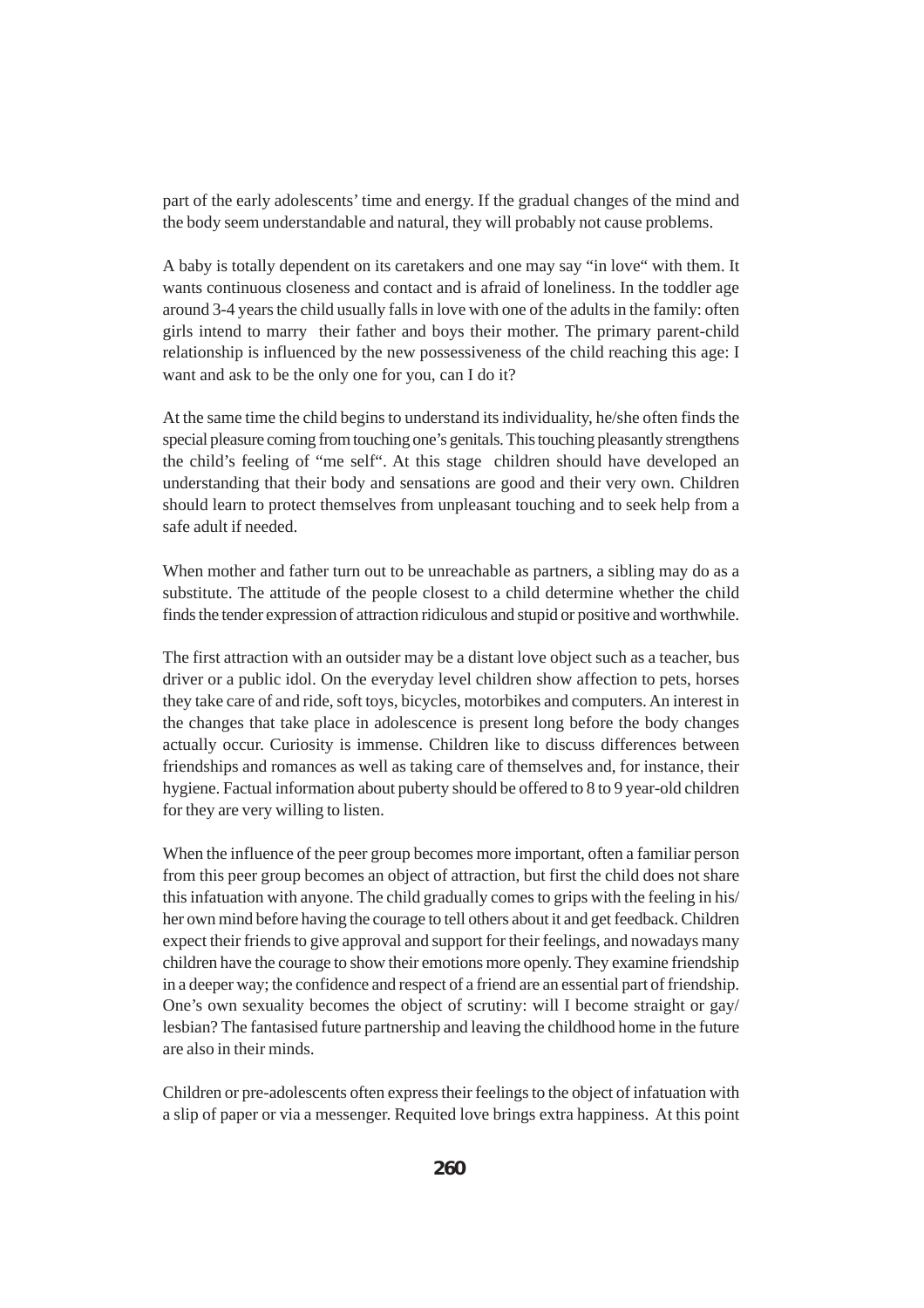part of the early adolescents' time and energy. If the gradual changes of the mind and the body seem understandable and natural, they will probably not cause problems.

A baby is totally dependent on its caretakers and one may say "in love" with them. It wants continuous closeness and contact and is afraid of loneliness. In the toddler age around 3-4 years the child usually falls in love with one of the adults in the family: often girls intend to marry their father and boys their mother. The primary parent-child relationship is influenced by the new possessiveness of the child reaching this age: I want and ask to be the only one for you, can I do it?

At the same time the child begins to understand its individuality, he/she often finds the special pleasure coming from touching one's genitals. This touching pleasantly strengthens the child's feeling of "me self". At this stage children should have developed an understanding that their body and sensations are good and their very own. Children should learn to protect themselves from unpleasant touching and to seek help from a safe adult if needed.

When mother and father turn out to be unreachable as partners, a sibling may do as a substitute. The attitude of the people closest to a child determine whether the child finds the tender expression of attraction ridiculous and stupid or positive and worthwhile.

The first attraction with an outsider may be a distant love object such as a teacher, bus driver or a public idol. On the everyday level children show affection to pets, horses they take care of and ride, soft toys, bicycles, motorbikes and computers. An interest in the changes that take place in adolescence is present long before the body changes actually occur. Curiosity is immense. Children like to discuss differences between friendships and romances as well as taking care of themselves and, for instance, their hygiene. Factual information about puberty should be offered to 8 to 9 year-old children for they are very willing to listen.

When the influence of the peer group becomes more important, often a familiar person from this peer group becomes an object of attraction, but first the child does not share this infatuation with anyone. The child gradually comes to grips with the feeling in his/her own mind before having the courage to tell others about it and get feedback. Children expect their friends to give approval and support for their feelings, and nowadays many children have the courage to show their emotions more openly. They examine friendship in a deeper way; the confidence and respect of a friend are an essential part of friendship. One's own sexuality becomes the object of scrutiny: will I become straight or gay/lesbian? The fantasised future partnership and leaving the childhood home in the future are also in their minds.

Children or pre-adolescents often express their feelings to the object of infatuation with a slip of paper or via a messenger. Requited love brings extra happiness. At this point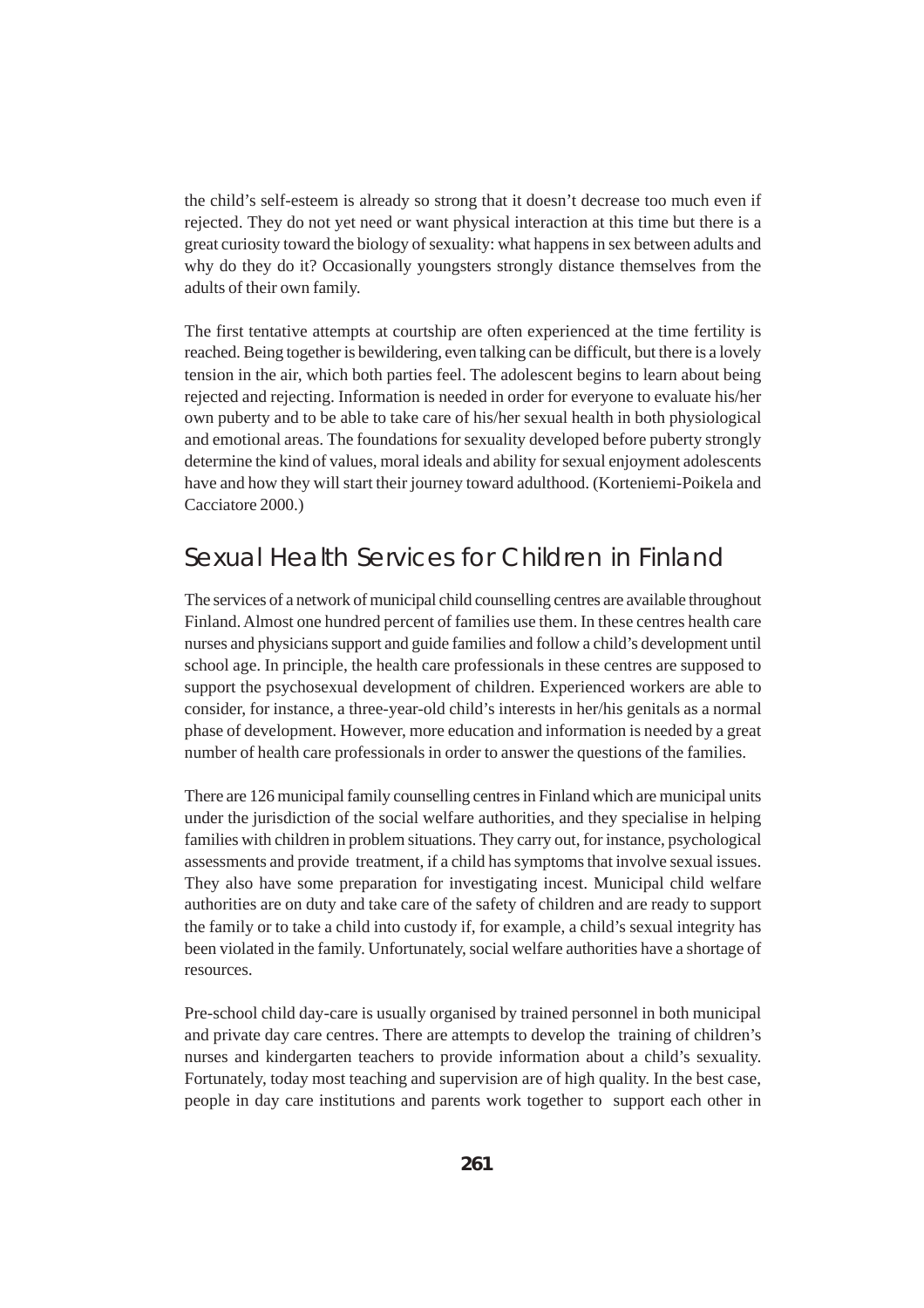the child's self-esteem is already so strong that it doesn't decrease too much even if rejected. They do not yet need or want physical interaction at this time but there is a great curiosity toward the biology of sexuality: what happens in sex between adults and why do they do it? Occasionally youngsters strongly distance themselves from the adults of their own family.

The first tentative attempts at courtship are often experienced at the time fertility is reached. Being together is bewildering, even talking can be difficult, but there is a lovely tension in the air, which both parties feel. The adolescent begins to learn about being rejected and rejecting. Information is needed in order for everyone to evaluate his/her own puberty and to be able to take care of his/her sexual health in both physiological and emotional areas. The foundations for sexuality developed before puberty strongly determine the kind of values, moral ideals and ability for sexual enjoyment adolescents have and how they will start their journey toward adulthood. (Korteniemi-Poikela and Cacciatore 2000.)

## Sexual Health Services for Children in Finland

The services of a network of municipal child counselling centres are available throughout Finland. Almost one hundred percent of families use them. In these centres health care nurses and physicians support and guide families and follow a child's development until school age. In principle, the health care professionals in these centres are supposed to support the psychosexual development of children. Experienced workers are able to consider, for instance, a three-year-old child's interests in her/his genitals as a normal phase of development. However, more education and information is needed by a great number of health care professionals in order to answer the questions of the families.

There are 126 municipal family counselling centres in Finland which are municipal units under the jurisdiction of the social welfare authorities, and they specialise in helping families with children in problem situations. They carry out, for instance, psychological assessments and provide treatment, if a child has symptoms that involve sexual issues. They also have some preparation for investigating incest. Municipal child welfare authorities are on duty and take care of the safety of children and are ready to support the family or to take a child into custody if, for example, a child's sexual integrity has been violated in the family. Unfortunately, social welfare authorities have a shortage of resources.

Pre-school child day-care is usually organised by trained personnel in both municipal and private day care centres. There are attempts to develop the training of children's nurses and kindergarten teachers to provide information about a child's sexuality. Fortunately, today most teaching and supervision are of high quality. In the best case, people in day care institutions and parents work together to support each other in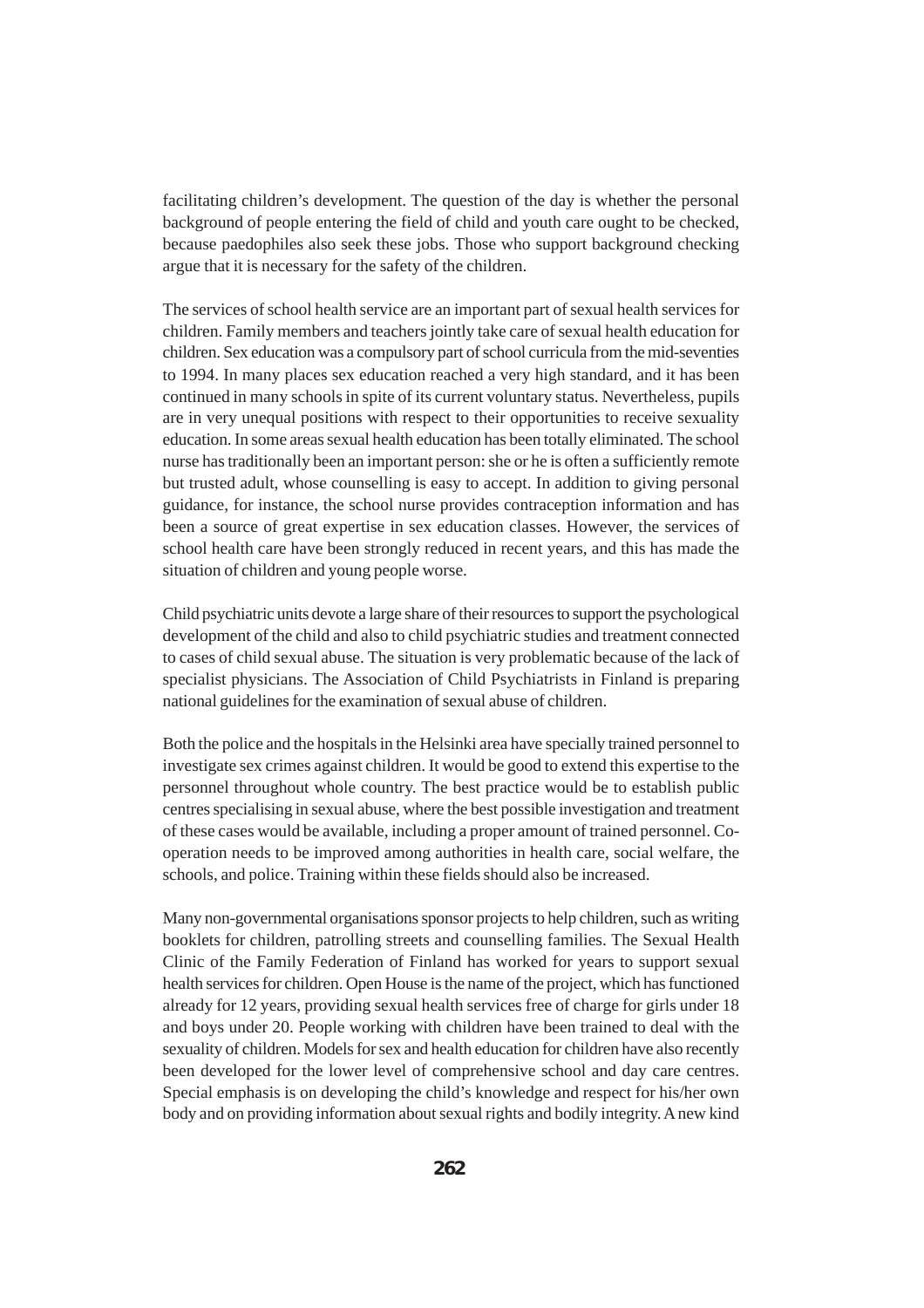facilitating children's development. The question of the day is whether the personal background of people entering the field of child and youth care ought to be checked, because paedophiles also seek these jobs. Those who support background checking argue that it is necessary for the safety of the children.

The services of school health service are an important part of sexual health services for children. Family members and teachers jointly take care of sexual health education for children. Sex education was a compulsory part of school curricula from the mid-seventies to 1994. In many places sex education reached a very high standard, and it has been continued in many schools in spite of its current voluntary status. Nevertheless, pupils are in very unequal positions with respect to their opportunities to receive sexuality education. In some areas sexual health education has been totally eliminated. The school nurse has traditionally been an important person: she or he is often a sufficiently remote but trusted adult, whose counselling is easy to accept. In addition to giving personal guidance, for instance, the school nurse provides contraception information and has been a source of great expertise in sex education classes. However, the services of school health care have been strongly reduced in recent years, and this has made the situation of children and young people worse.

Child psychiatric units devote a large share of their resources to support the psychological development of the child and also to child psychiatric studies and treatment connected to cases of child sexual abuse. The situation is very problematic because of the lack of specialist physicians. The Association of Child Psychiatrists in Finland is preparing national guidelines for the examination of sexual abuse of children.

Both the police and the hospitals in the Helsinki area have specially trained personnel to investigate sex crimes against children. It would be good to extend this expertise to the personnel throughout whole country. The best practice would be to establish public centres specialising in sexual abuse, where the best possible investigation and treatment of these cases would be available, including a proper amount of trained personnel. Co-operation needs to be improved among authorities in health care, social welfare, the schools, and police. Training within these fields should also be increased.

Many non-governmental organisations sponsor projects to help children, such as writing booklets for children, patrolling streets and counselling families. The Sexual Health Clinic of the Family Federation of Finland has worked for years to support sexual health services for children. Open House is the name of the project, which has functioned already for 12 years, providing sexual health services free of charge for girls under 18 and boys under 20. People working with children have been trained to deal with the sexuality of children. Models for sex and health education for children have also recently been developed for the lower level of comprehensive school and day care centres. Special emphasis is on developing the child's knowledge and respect for his/her own body and on providing information about sexual rights and bodily integrity. A new kind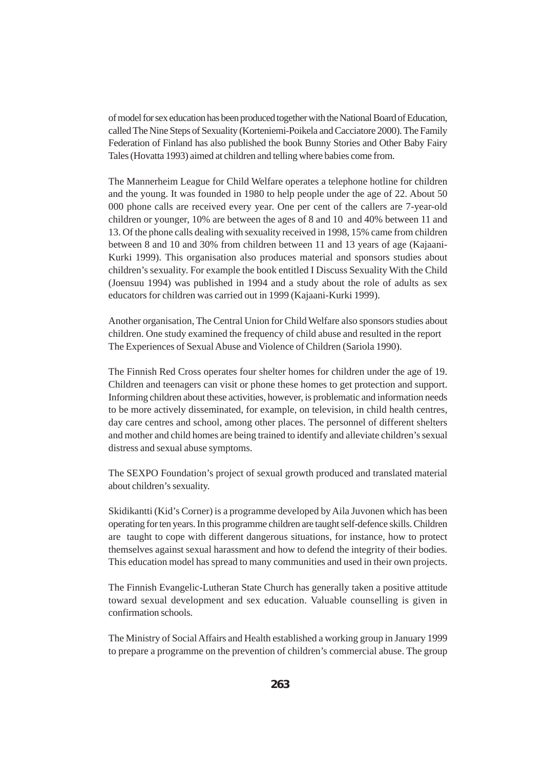of model for sex education has been produced together with the National Board of Education, called The Nine Steps of Sexuality (Korteniemi-Poikela and Cacciatore 2000). The Family Federation of Finland has also published the book Bunny Stories and Other Baby Fairy Tales (Hovatta 1993) aimed at children and telling where babies come from.

The Mannerheim League for Child Welfare operates a telephone hotline for children and the young. It was founded in 1980 to help people under the age of 22. About 50 000 phone calls are received every year. One per cent of the callers are 7-year-old children or younger, 10% are between the ages of 8 and 10 and 40% between 11 and 13. Of the phone calls dealing with sexuality received in 1998, 15% came from children between 8 and 10 and 30% from children between 11 and 13 years of age (Kajaani-Kurki 1999). This organisation also produces material and sponsors studies about children's sexuality. For example the book entitled I Discuss Sexuality With the Child (Joensuu 1994) was published in 1994 and a study about the role of adults as sex educators for children was carried out in 1999 (Kajaani-Kurki 1999).

Another organisation, The Central Union for Child Welfare also sponsors studies about children. One study examined the frequency of child abuse and resulted in the report The Experiences of Sexual Abuse and Violence of Children (Sariola 1990).

The Finnish Red Cross operates four shelter homes for children under the age of 19. Children and teenagers can visit or phone these homes to get protection and support. Informing children about these activities, however, is problematic and information needs to be more actively disseminated, for example, on television, in child health centres, day care centres and school, among other places. The personnel of different shelters and mother and child homes are being trained to identify and alleviate children's sexual distress and sexual abuse symptoms.

The SEXPO Foundation's project of sexual growth produced and translated material about children's sexuality.

Skidikantti (Kid's Corner) is a programme developed by Aila Juvonen which has been operating for ten years. In this programme children are taught self-defence skills. Children are taught to cope with different dangerous situations, for instance, how to protect themselves against sexual harassment and how to defend the integrity of their bodies. This education model has spread to many communities and used in their own projects.

The Finnish Evangelic-Lutheran State Church has generally taken a positive attitude toward sexual development and sex education. Valuable counselling is given in confirmation schools.

The Ministry of Social Affairs and Health established a working group in January 1999 to prepare a programme on the prevention of children's commercial abuse. The group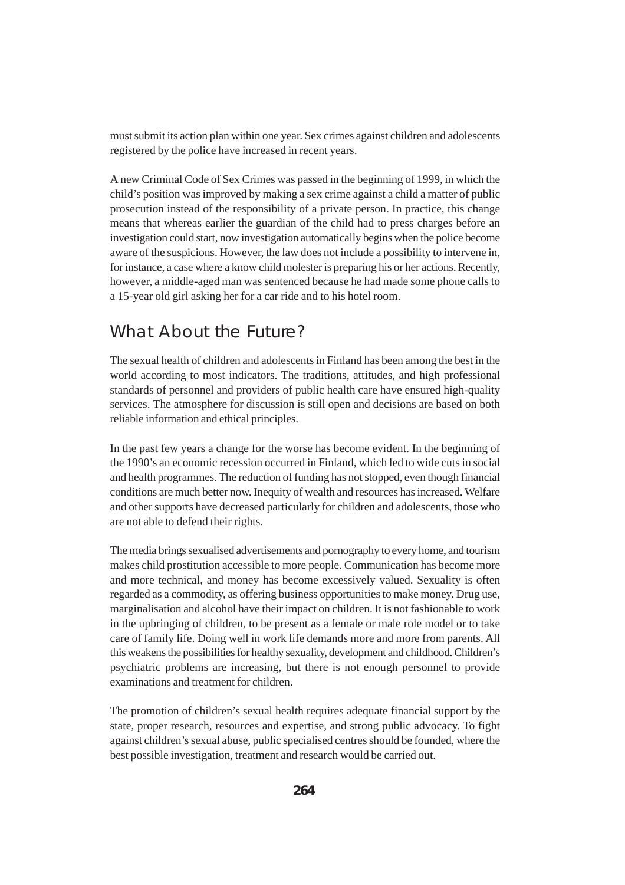must submit its action plan within one year. Sex crimes against children and adolescents registered by the police have increased in recent years.

A new Criminal Code of Sex Crimes was passed in the beginning of 1999, in which the child's position was improved by making a sex crime against a child a matter of public prosecution instead of the responsibility of a private person. In practice, this change means that whereas earlier the guardian of the child had to press charges before an investigation could start, now investigation automatically begins when the police become aware of the suspicions. However, the law does not include a possibility to intervene in, for instance, a case where a know child molester is preparing his or her actions. Recently, however, a middle-aged man was sentenced because he had made some phone calls to a 15-year old girl asking her for a car ride and to his hotel room.

## What About the Future?

The sexual health of children and adolescents in Finland has been among the best in the world according to most indicators. The traditions, attitudes, and high professional standards of personnel and providers of public health care have ensured high-quality services. The atmosphere for discussion is still open and decisions are based on both reliable information and ethical principles.

In the past few years a change for the worse has become evident. In the beginning of the 1990's an economic recession occurred in Finland, which led to wide cuts in social and health programmes. The reduction of funding has not stopped, even though financial conditions are much better now. Inequity of wealth and resources has increased. Welfare and other supports have decreased particularly for children and adolescents, those who are not able to defend their rights.

The media brings sexualised advertisements and pornography to every home, and tourism makes child prostitution accessible to more people. Communication has become more and more technical, and money has become excessively valued. Sexuality is often regarded as a commodity, as offering business opportunities to make money. Drug use, marginalisation and alcohol have their impact on children. It is not fashionable to work in the upbringing of children, to be present as a female or male role model or to take care of family life. Doing well in work life demands more and more from parents. All this weakens the possibilities for healthy sexuality, development and childhood. Children's psychiatric problems are increasing, but there is not enough personnel to provide examinations and treatment for children.

The promotion of children's sexual health requires adequate financial support by the state, proper research, resources and expertise, and strong public advocacy. To fight against children's sexual abuse, public specialised centres should be founded, where the best possible investigation, treatment and research would be carried out.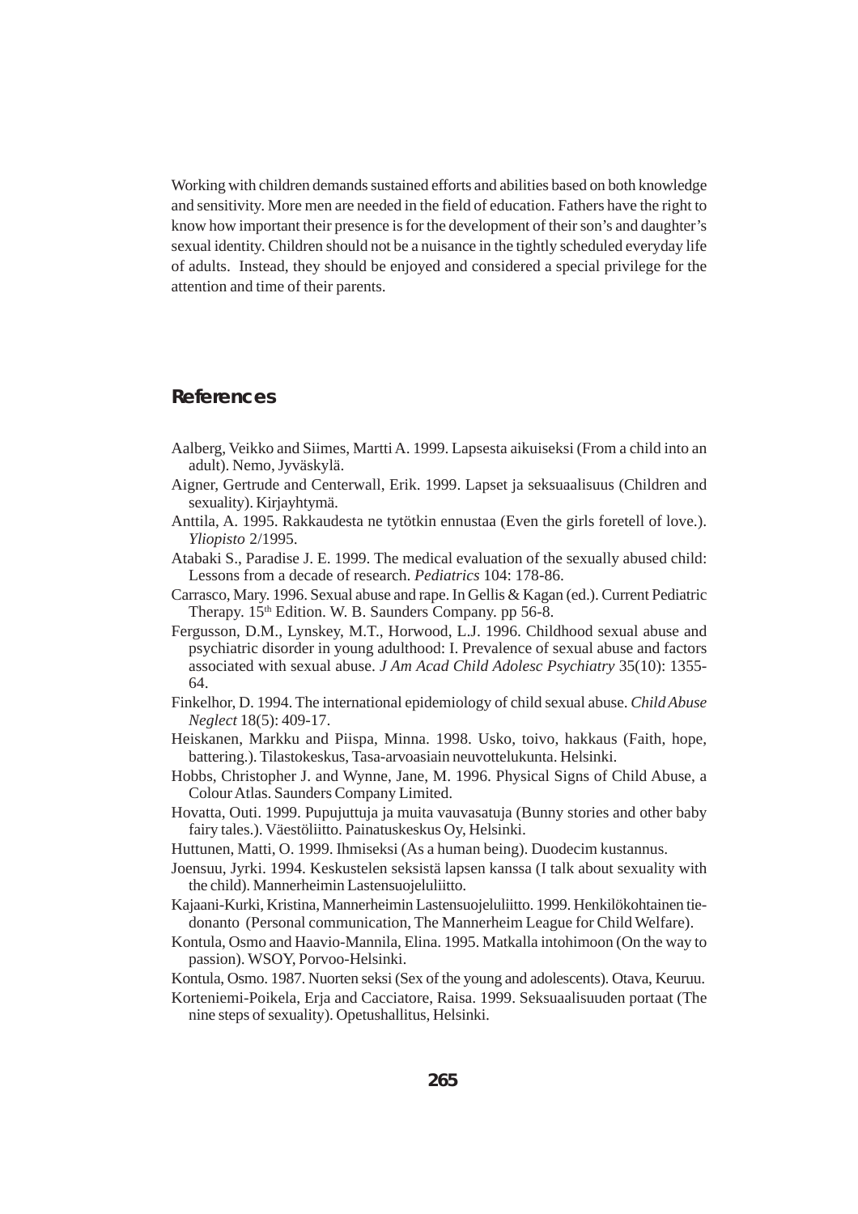Working with children demands sustained efforts and abilities based on both knowledge and sensitivity. More men are needed in the field of education. Fathers have the right to know how important their presence is for the development of their son's and daughter's sexual identity. Children should not be a nuisance in the tightly scheduled everyday life of adults. Instead, they should be enjoyed and considered a special privilege for the attention and time of their parents.

## References

Aalberg, Veikko and Siimes, Martti A. 1999. Lapsesta aikuiseksi (From a child into an adult). Nemo, Jyväskylä.

Aigner, Gertrude and Centerwall, Erik. 1999. Lapset ja seksuaalisuus (Children and sexuality). Kirjayhtymä.

Anttila, A. 1995. Rakkaudesta ne tytötkin ennustaa (Even the girls foretell of love.). *Yliopisto* 2/1995.

Atabaki S., Paradise J. E. 1999. The medical evaluation of the sexually abused child: Lessons from a decade of research. *Pediatrics* 104: 178-86.

Carrasco, Mary. 1996. Sexual abuse and rape. In Gellis & Kagan (ed.). Current Pediatric Therapy. 15th Edition. W. B. Saunders Company. pp 56-8.

Fergusson, D.M., Lynskey, M.T., Horwood, L.J. 1996. Childhood sexual abuse and psychiatric disorder in young adulthood: I. Prevalence of sexual abuse and factors associated with sexual abuse. *J Am Acad Child Adolesc Psychiatry* 35(10): 1355-64.

Finkelhor, D. 1994. The international epidemiology of child sexual abuse. *Child Abuse Neglect* 18(5): 409-17.

Heiskanen, Markku and Piispa, Minna. 1998. Usko, toivo, hakkaus (Faith, hope, battering.). Tilastokeskus, Tasa-arvoasiain neuvottelukunta. Helsinki.

Hobbs, Christopher J. and Wynne, Jane, M. 1996. Physical Signs of Child Abuse, a Colour Atlas. Saunders Company Limited.

Hovatta, Outi. 1999. Pupujuttuja ja muita vauvasatuja (Bunny stories and other baby fairy tales.). Väestöliitto. Painatuskeskus Oy, Helsinki.

Huttunen, Matti, O. 1999. Ihmiseksi (As a human being). Duodecim kustannus.

Joensuu, Jyrki. 1994. Keskustelen seksistä lapsen kanssa (I talk about sexuality with the child). Mannerheimin Lastensuojeluliitto.

Kajaani-Kurki, Kristina, Mannerheimin Lastensuojeluliitto. 1999. Henkilökohtainen tiedonanto (Personal communication, The Mannerheim League for Child Welfare).

Kontula, Osmo and Haavio-Mannila, Elina. 1995. Matkalla intohimoon (On the way to passion). WSOY, Porvoo-Helsinki.

Kontula, Osmo. 1987. Nuorten seksi (Sex of the young and adolescents). Otava, Keuruu.

Korteniemi-Poikela, Erja and Cacciatore, Raisa. 1999. Seksuaalisuuden portaat (The nine steps of sexuality). Opetushallitus, Helsinki.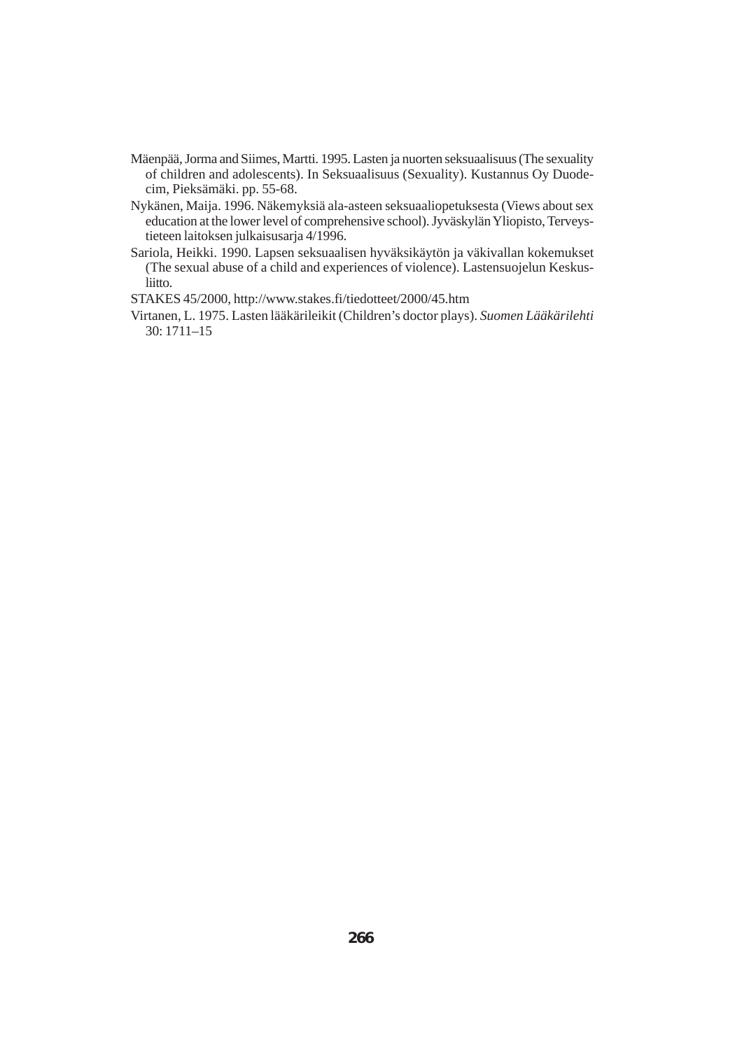Mäenpää, Jorma and Siimes, Martti. 1995. Lasten ja nuorten seksuaalisuus (The sexuality of children and adolescents). In Seksuaalisuus (Sexuality). Kustannus Oy Duodecim, Pieksämäki. pp. 55-68.

Nykänen, Maija. 1996. Näkemyksiä ala-asteen seksuaaliopetuksesta (Views about sex education at the lower level of comprehensive school). Jyväskylän Yliopisto, Terveystieteen laitoksen julkaisusarja 4/1996.

Sariola, Heikki. 1990. Lapsen seksuaalisen hyväksikäytön ja väkivallan kokemukset (The sexual abuse of a child and experiences of violence). Lastensuojelun Keskusliitto.

STAKES 45/2000, http://www.stakes.fi/tiedotteet/2000/45.htm

Virtanen, L. 1975. Lasten lääkärileikit (Children's doctor plays). *Suomen Lääkärilehti* 30: 1711–15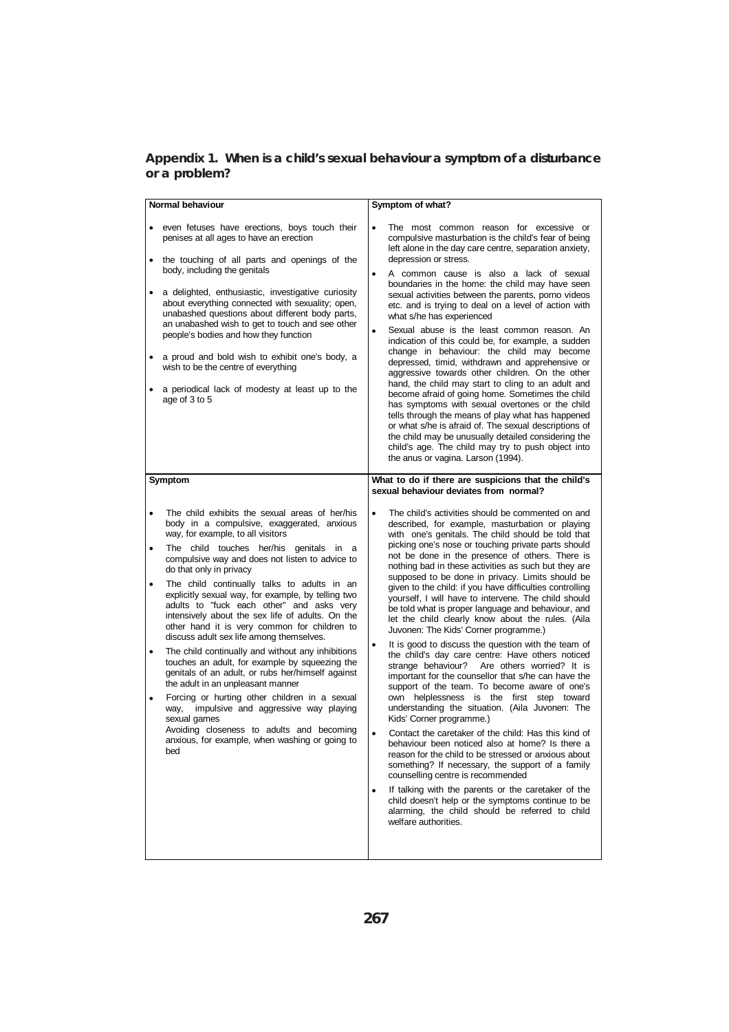## Appendix 1. When is a child's sexual behaviour a symptom of a disturbance or a problem?

| Normal behaviour | Symptom of what? |
|---|---|
| • even fetuses have erections, boys touch their penises at all ages to have an erection<br>• the touching of all parts and openings of the body, including the genitals<br>• a delighted, enthusiastic, investigative curiosity about everything connected with sexuality; open, unabashed questions about different body parts, an unabashed wish to get to touch and see other people's bodies and how they function<br>• a proud and bold wish to exhibit one's body, a wish to be the centre of everything<br>• a periodical lack of modesty at least up to the age of 3 to 5 | • The most common reason for excessive or compulsive masturbation is the child's fear of being left alone in the day care centre, separation anxiety, depression or stress.<br>• A common cause is also a lack of sexual boundaries in the home: the child may have seen sexual activities between the parents, porno videos etc. and is trying to deal on a level of action with what s/he has experienced<br>• Sexual abuse is the least common reason. An indication of this could be, for example, a sudden change in behaviour: the child may become depressed, timid, withdrawn and apprehensive or aggressive towards other children. On the other hand, the child may start to cling to an adult and become afraid of going home. Sometimes the child has symptoms with sexual overtones or the child tells through the means of play what has happened or what s/he is afraid of. The sexual descriptions of the child may be unusually detailed considering the child's age. The child may try to push object into the anus or vagina. Larson (1994). |
| **Symptom** | **What to do if there are suspicions that the child's sexual behaviour deviates from normal?** |
| • The child exhibits the sexual areas of her/his body in a compulsive, exaggerated, anxious way, for example, to all visitors<br>• The child touches her/his genitals in a compulsive way and does not listen to advice to do that only in privacy<br>• The child continually talks to adults in an explicitly sexual way, for example, by telling two adults to "fuck each other" and asks very intensively about the sex life of adults. On the other hand it is very common for children to discuss adult sex life among themselves.<br>• The child continually and without any inhibitions touches an adult, for example by squeezing the genitals of an adult, or rubs her/himself against the adult in an unpleasant manner<br>• Forcing or hurting other children in a sexual way, impulsive and aggressive way playing sexual games<br>Avoiding closeness to adults and becoming anxious, for example, when washing or going to bed | • The child's activities should be commented on and described, for example, masturbation or playing with one's genitals. The child should be told that picking one's nose or touching private parts should not be done in the presence of others. There is nothing bad in these activities as such but they are supposed to be done in privacy. Limits should be given to the child: if you have difficulties controlling yourself, I will have to intervene. The child should be told what is proper language and behaviour, and let the child clearly know about the rules. (Aila Juvonen: The Kids' Corner programme.)<br>• It is good to discuss the question with the team of the child's day care centre: Have others noticed strange behaviour? Are others worried? It is important for the counsellor that s/he can have the support of the team. To become aware of one's own helplessness is the first step toward understanding the situation. (Aila Juvonen: The Kids' Corner programme.)<br>• Contact the caretaker of the child: Has this kind of behaviour been noticed also at home? Is there a reason for the child to be stressed or anxious about something? If necessary, the support of a family counselling centre is recommended<br>• If talking with the parents or the caretaker of the child doesn't help or the symptoms continue to be alarming, the child should be referred to child welfare authorities. |